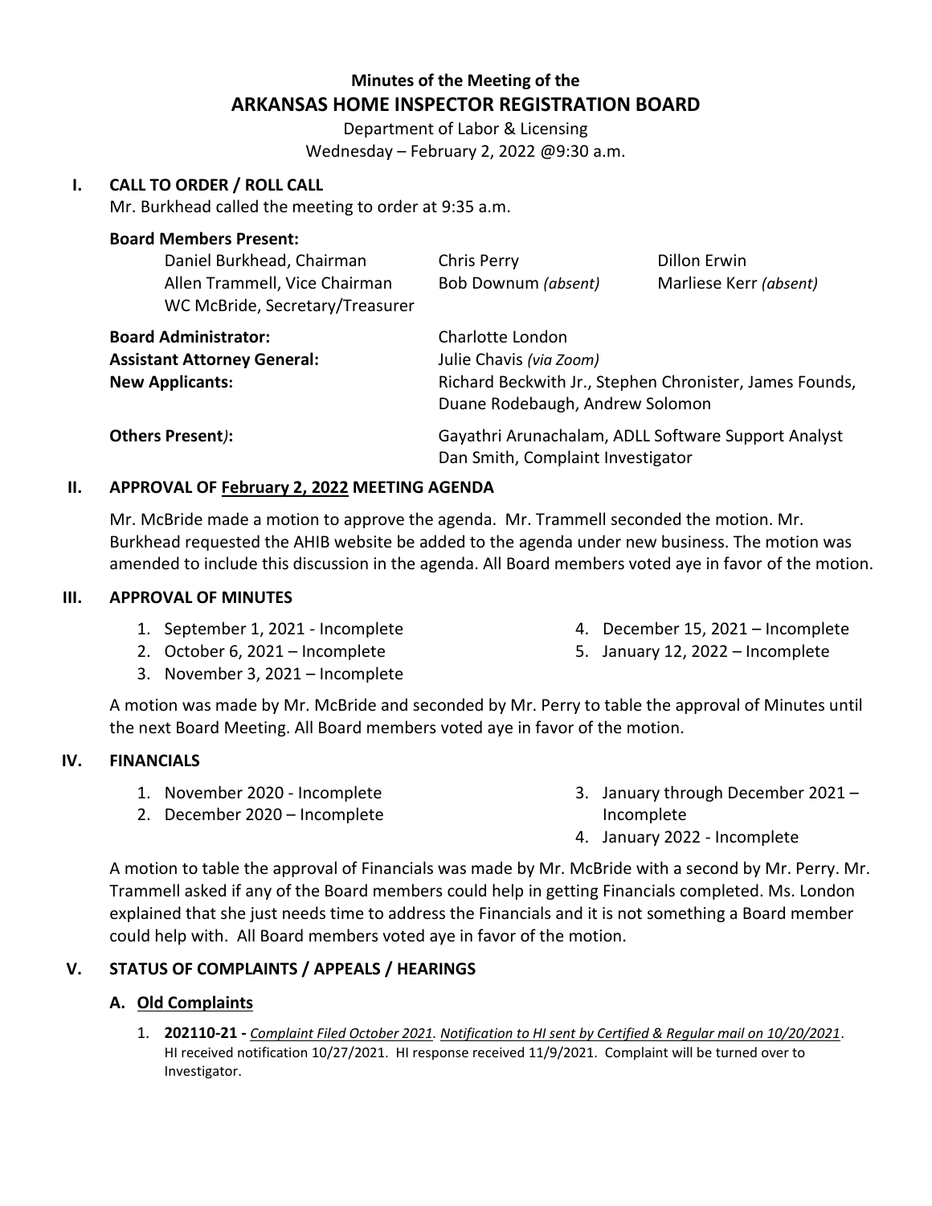# Minutes of the Meeting of the
# ARKANSAS HOME INSPECTOR REGISTRATION BOARD

Department of Labor & Licensing
Wednesday – February 2, 2022 @9:30 a.m.

## I. CALL TO ORDER / ROLL CALL

Mr. Burkhead called the meeting to order at 9:35 a.m.

**Board Members Present:**

Daniel Burkhead, Chairman
Allen Trammell, Vice Chairman
WC McBride, Secretary/Treasurer
Chris Perry
Bob Downum *(absent)*
Dillon Erwin
Marliese Kerr *(absent)*

**Board Administrator:** Charlotte London

**Assistant Attorney General:** Julie Chavis *(via Zoom)*

**New Applicants:** Richard Beckwith Jr., Stephen Chronister, James Founds, Duane Rodebaugh, Andrew Solomon

**Others Present*)*:** Gayathri Arunachalam, ADLL Software Support Analyst
Dan Smith, Complaint Investigator

## II. APPROVAL OF <u>February 2, 2022</u> MEETING AGENDA

Mr. McBride made a motion to approve the agenda. Mr. Trammell seconded the motion. Mr. Burkhead requested the AHIB website be added to the agenda under new business. The motion was amended to include this discussion in the agenda. All Board members voted aye in favor of the motion.

## III. APPROVAL OF MINUTES

1. September 1, 2021 - Incomplete
2. October 6, 2021 – Incomplete
3. November 3, 2021 – Incomplete
4. December 15, 2021 – Incomplete
5. January 12, 2022 – Incomplete

A motion was made by Mr. McBride and seconded by Mr. Perry to table the approval of Minutes until the next Board Meeting. All Board members voted aye in favor of the motion.

## IV. FINANCIALS

1. November 2020 - Incomplete
2. December 2020 – Incomplete
3. January through December 2021 – Incomplete
4. January 2022 - Incomplete

A motion to table the approval of Financials was made by Mr. McBride with a second by Mr. Perry. Mr. Trammell asked if any of the Board members could help in getting Financials completed. Ms. London explained that she just needs time to address the Financials and it is not something a Board member could help with. All Board members voted aye in favor of the motion.

## V. STATUS OF COMPLAINTS / APPEALS / HEARINGS

### A. <u>Old Complaints</u>

1. **202110-21 -** *<u>Complaint Filed October 2021.</u> <u>Notification to HI sent by Certified & Regular mail on 10/20/2021</u>*. HI received notification 10/27/2021. HI response received 11/9/2021. Complaint will be turned over to Investigator.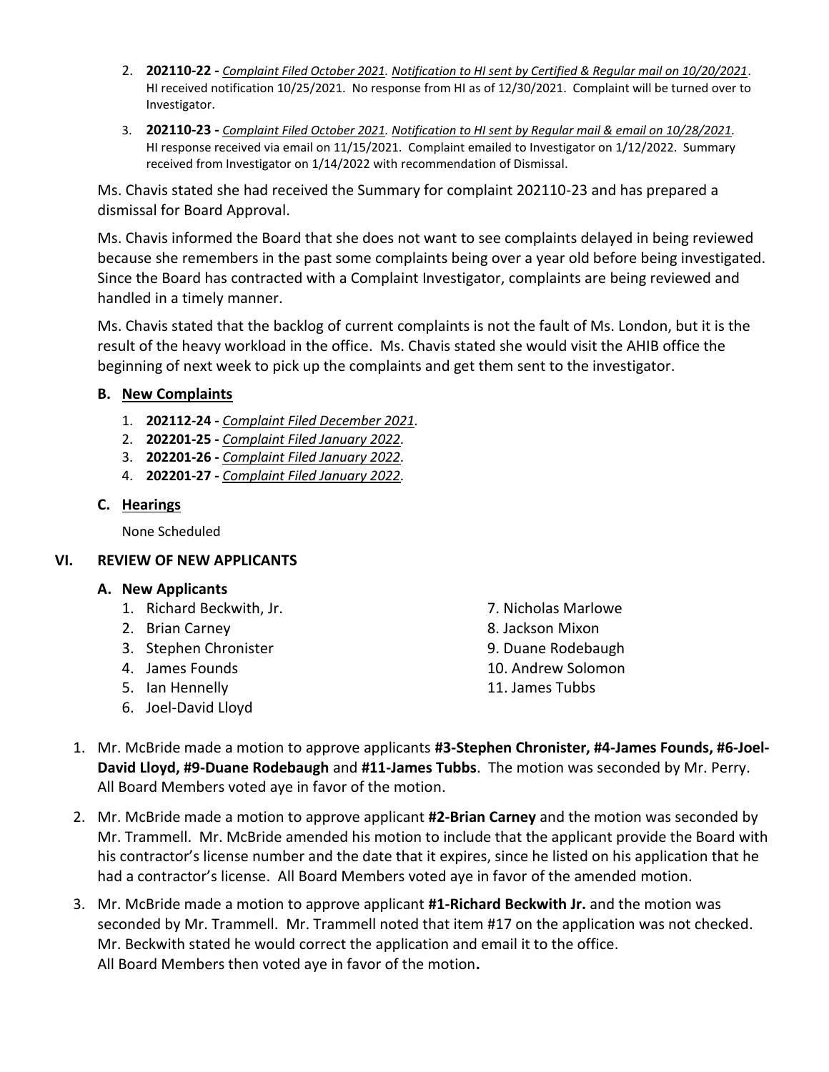2. **202110-22 -** *Complaint Filed October 2021. Notification to HI sent by Certified & Regular mail on 10/20/2021.* HI received notification 10/25/2021. No response from HI as of 12/30/2021. Complaint will be turned over to Investigator.
3. **202110-23 -** *Complaint Filed October 2021. Notification to HI sent by Regular mail & email on 10/28/2021.* HI response received via email on 11/15/2021. Complaint emailed to Investigator on 1/12/2022. Summary received from Investigator on 1/14/2022 with recommendation of Dismissal.

Ms. Chavis stated she had received the Summary for complaint 202110-23 and has prepared a dismissal for Board Approval.

Ms. Chavis informed the Board that she does not want to see complaints delayed in being reviewed because she remembers in the past some complaints being over a year old before being investigated. Since the Board has contracted with a Complaint Investigator, complaints are being reviewed and handled in a timely manner.

Ms. Chavis stated that the backlog of current complaints is not the fault of Ms. London, but it is the result of the heavy workload in the office. Ms. Chavis stated she would visit the AHIB office the beginning of next week to pick up the complaints and get them sent to the investigator.

### B. New Complaints

1. **202112-24 -** *Complaint Filed December 2021.*
2. **202201-25 -** *Complaint Filed January 2022.*
3. **202201-26 -** *Complaint Filed January 2022.*
4. **202201-27 -** *Complaint Filed January 2022.*

### C. Hearings

None Scheduled

## VI. REVIEW OF NEW APPLICANTS

### A. New Applicants

1. Richard Beckwith, Jr.
2. Brian Carney
3. Stephen Chronister
4. James Founds
5. Ian Hennelly
6. Joel-David Lloyd
7. Nicholas Marlowe
8. Jackson Mixon
9. Duane Rodebaugh
10. Andrew Solomon
11. James Tubbs

1. Mr. McBride made a motion to approve applicants **#3-Stephen Chronister, #4-James Founds, #6-Joel-David Lloyd, #9-Duane Rodebaugh** and **#11-James Tubbs**. The motion was seconded by Mr. Perry. All Board Members voted aye in favor of the motion.
2. Mr. McBride made a motion to approve applicant **#2-Brian Carney** and the motion was seconded by Mr. Trammell. Mr. McBride amended his motion to include that the applicant provide the Board with his contractor's license number and the date that it expires, since he listed on his application that he had a contractor's license. All Board Members voted aye in favor of the amended motion.
3. Mr. McBride made a motion to approve applicant **#1-Richard Beckwith Jr.** and the motion was seconded by Mr. Trammell. Mr. Trammell noted that item #17 on the application was not checked. Mr. Beckwith stated he would correct the application and email it to the office. All Board Members then voted aye in favor of the motion.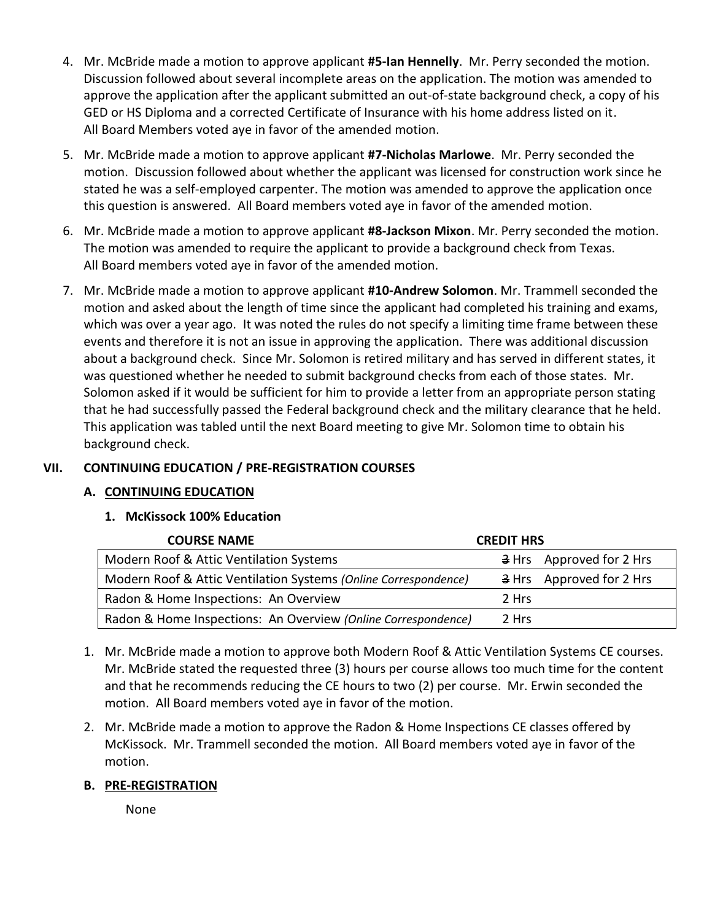4. Mr. McBride made a motion to approve applicant **#5-Ian Hennelly**. Mr. Perry seconded the motion. Discussion followed about several incomplete areas on the application. The motion was amended to approve the application after the applicant submitted an out-of-state background check, a copy of his GED or HS Diploma and a corrected Certificate of Insurance with his home address listed on it. All Board Members voted aye in favor of the amended motion.
5. Mr. McBride made a motion to approve applicant **#7-Nicholas Marlowe**. Mr. Perry seconded the motion. Discussion followed about whether the applicant was licensed for construction work since he stated he was a self-employed carpenter. The motion was amended to approve the application once this question is answered. All Board members voted aye in favor of the amended motion.
6. Mr. McBride made a motion to approve applicant **#8-Jackson Mixon**. Mr. Perry seconded the motion. The motion was amended to require the applicant to provide a background check from Texas. All Board members voted aye in favor of the amended motion.
7. Mr. McBride made a motion to approve applicant **#10-Andrew Solomon**. Mr. Trammell seconded the motion and asked about the length of time since the applicant had completed his training and exams, which was over a year ago. It was noted the rules do not specify a limiting time frame between these events and therefore it is not an issue in approving the application. There was additional discussion about a background check. Since Mr. Solomon is retired military and has served in different states, it was questioned whether he needed to submit background checks from each of those states. Mr. Solomon asked if it would be sufficient for him to provide a letter from an appropriate person stating that he had successfully passed the Federal background check and the military clearance that he held. This application was tabled until the next Board meeting to give Mr. Solomon time to obtain his background check.

## VII. CONTINUING EDUCATION / PRE-REGISTRATION COURSES

### A. CONTINUING EDUCATION

#### 1. McKissock 100% Education

| COURSE NAME | CREDIT HRS | |
|---|---|---|
| Modern Roof & Attic Ventilation Systems | ~~3~~ Hrs | Approved for 2 Hrs |
| Modern Roof & Attic Ventilation Systems *(Online Correspondence)* | ~~3~~ Hrs | Approved for 2 Hrs |
| Radon & Home Inspections: An Overview | 2 Hrs | |
| Radon & Home Inspections: An Overview *(Online Correspondence)* | 2 Hrs | |

1. Mr. McBride made a motion to approve both Modern Roof & Attic Ventilation Systems CE courses. Mr. McBride stated the requested three (3) hours per course allows too much time for the content and that he recommends reducing the CE hours to two (2) per course. Mr. Erwin seconded the motion. All Board members voted aye in favor of the motion.
2. Mr. McBride made a motion to approve the Radon & Home Inspections CE classes offered by McKissock. Mr. Trammell seconded the motion. All Board members voted aye in favor of the motion.

### B. PRE-REGISTRATION

None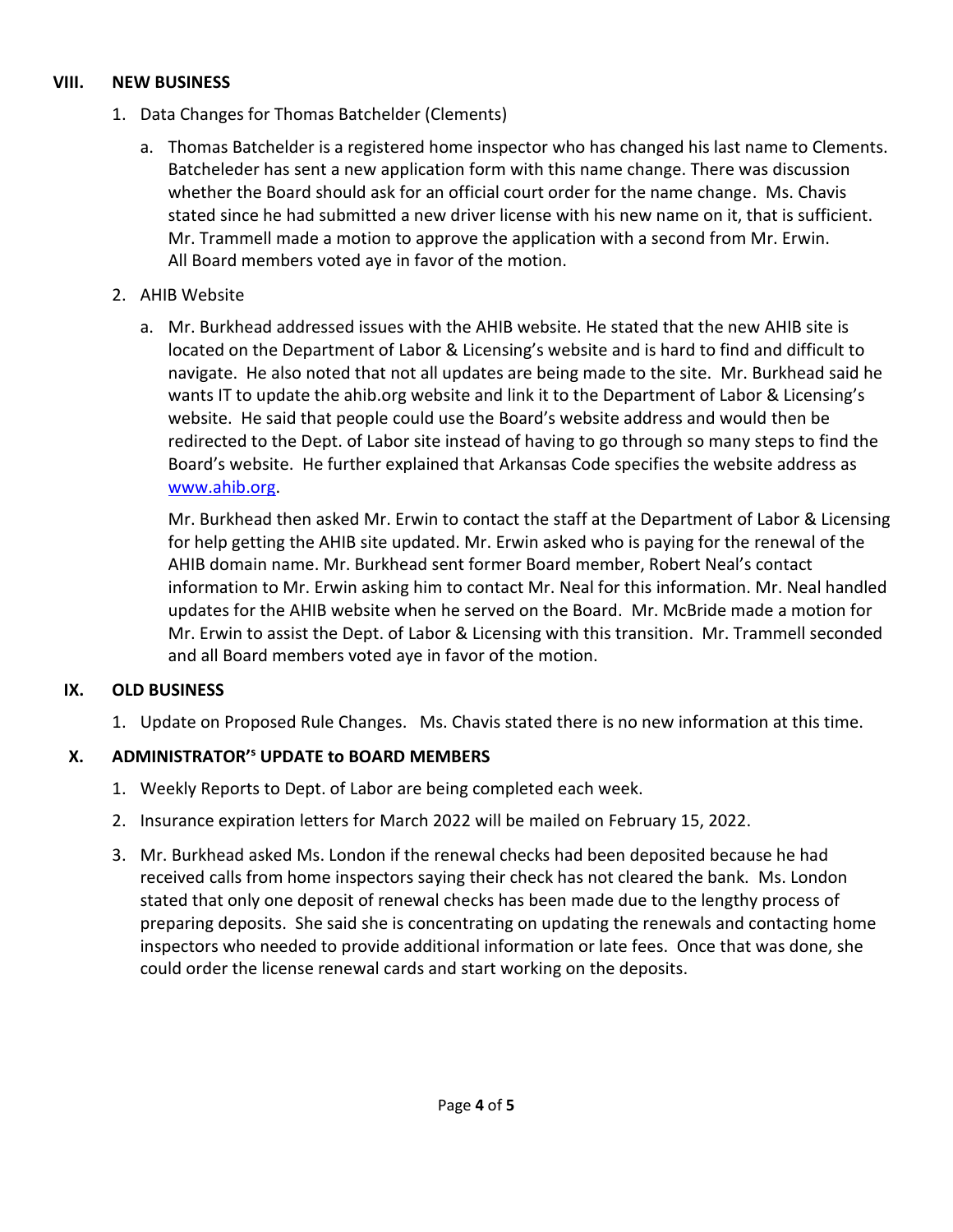## VIII. NEW BUSINESS

1. Data Changes for Thomas Batchelder (Clements)

   a. Thomas Batchelder is a registered home inspector who has changed his last name to Clements. Batcheleder has sent a new application form with this name change. There was discussion whether the Board should ask for an official court order for the name change. Ms. Chavis stated since he had submitted a new driver license with his new name on it, that is sufficient. Mr. Trammell made a motion to approve the application with a second from Mr. Erwin. All Board members voted aye in favor of the motion.

2. AHIB Website

   a. Mr. Burkhead addressed issues with the AHIB website. He stated that the new AHIB site is located on the Department of Labor & Licensing's website and is hard to find and difficult to navigate. He also noted that not all updates are being made to the site. Mr. Burkhead said he wants IT to update the ahib.org website and link it to the Department of Labor & Licensing's website. He said that people could use the Board's website address and would then be redirected to the Dept. of Labor site instead of having to go through so many steps to find the Board's website. He further explained that Arkansas Code specifies the website address as www.ahib.org.

   Mr. Burkhead then asked Mr. Erwin to contact the staff at the Department of Labor & Licensing for help getting the AHIB site updated. Mr. Erwin asked who is paying for the renewal of the AHIB domain name. Mr. Burkhead sent former Board member, Robert Neal's contact information to Mr. Erwin asking him to contact Mr. Neal for this information. Mr. Neal handled updates for the AHIB website when he served on the Board. Mr. McBride made a motion for Mr. Erwin to assist the Dept. of Labor & Licensing with this transition. Mr. Trammell seconded and all Board members voted aye in favor of the motion.

## IX. OLD BUSINESS

1. Update on Proposed Rule Changes. Ms. Chavis stated there is no new information at this time.

## X. ADMINISTRATOR'S UPDATE to BOARD MEMBERS

1. Weekly Reports to Dept. of Labor are being completed each week.
2. Insurance expiration letters for March 2022 will be mailed on February 15, 2022.
3. Mr. Burkhead asked Ms. London if the renewal checks had been deposited because he had received calls from home inspectors saying their check has not cleared the bank. Ms. London stated that only one deposit of renewal checks has been made due to the lengthy process of preparing deposits. She said she is concentrating on updating the renewals and contacting home inspectors who needed to provide additional information or late fees. Once that was done, she could order the license renewal cards and start working on the deposits.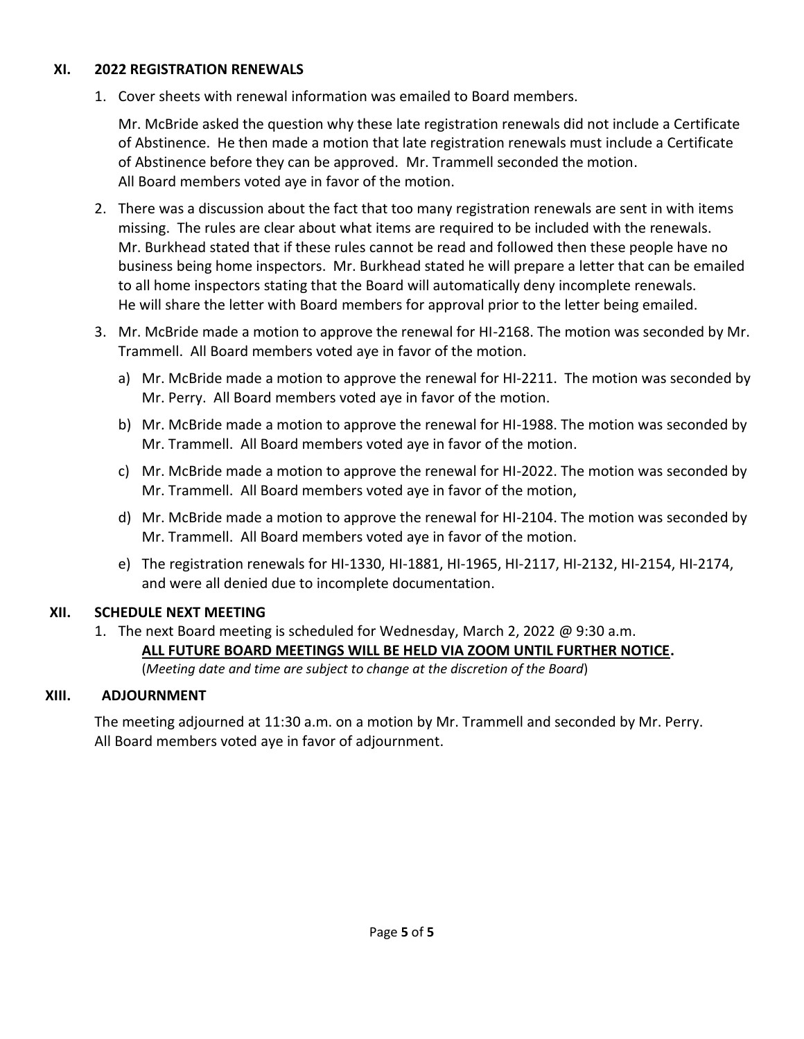## XI. 2022 REGISTRATION RENEWALS

1. Cover sheets with renewal information was emailed to Board members.

   Mr. McBride asked the question why these late registration renewals did not include a Certificate of Abstinence. He then made a motion that late registration renewals must include a Certificate of Abstinence before they can be approved. Mr. Trammell seconded the motion. All Board members voted aye in favor of the motion.

2. There was a discussion about the fact that too many registration renewals are sent in with items missing. The rules are clear about what items are required to be included with the renewals. Mr. Burkhead stated that if these rules cannot be read and followed then these people have no business being home inspectors. Mr. Burkhead stated he will prepare a letter that can be emailed to all home inspectors stating that the Board will automatically deny incomplete renewals. He will share the letter with Board members for approval prior to the letter being emailed.

3. Mr. McBride made a motion to approve the renewal for HI-2168. The motion was seconded by Mr. Trammell. All Board members voted aye in favor of the motion.

   a) Mr. McBride made a motion to approve the renewal for HI-2211. The motion was seconded by Mr. Perry. All Board members voted aye in favor of the motion.

   b) Mr. McBride made a motion to approve the renewal for HI-1988. The motion was seconded by Mr. Trammell. All Board members voted aye in favor of the motion.

   c) Mr. McBride made a motion to approve the renewal for HI-2022. The motion was seconded by Mr. Trammell. All Board members voted aye in favor of the motion,

   d) Mr. McBride made a motion to approve the renewal for HI-2104. The motion was seconded by Mr. Trammell. All Board members voted aye in favor of the motion.

   e) The registration renewals for HI-1330, HI-1881, HI-1965, HI-2117, HI-2132, HI-2154, HI-2174, and were all denied due to incomplete documentation.

## XII. SCHEDULE NEXT MEETING

1. The next Board meeting is scheduled for Wednesday, March 2, 2022 @ 9:30 a.m.

   **ALL FUTURE BOARD MEETINGS WILL BE HELD VIA ZOOM UNTIL FURTHER NOTICE.**

   (*Meeting date and time are subject to change at the discretion of the Board*)

## XIII. ADJOURNMENT

The meeting adjourned at 11:30 a.m. on a motion by Mr. Trammell and seconded by Mr. Perry. All Board members voted aye in favor of adjournment.